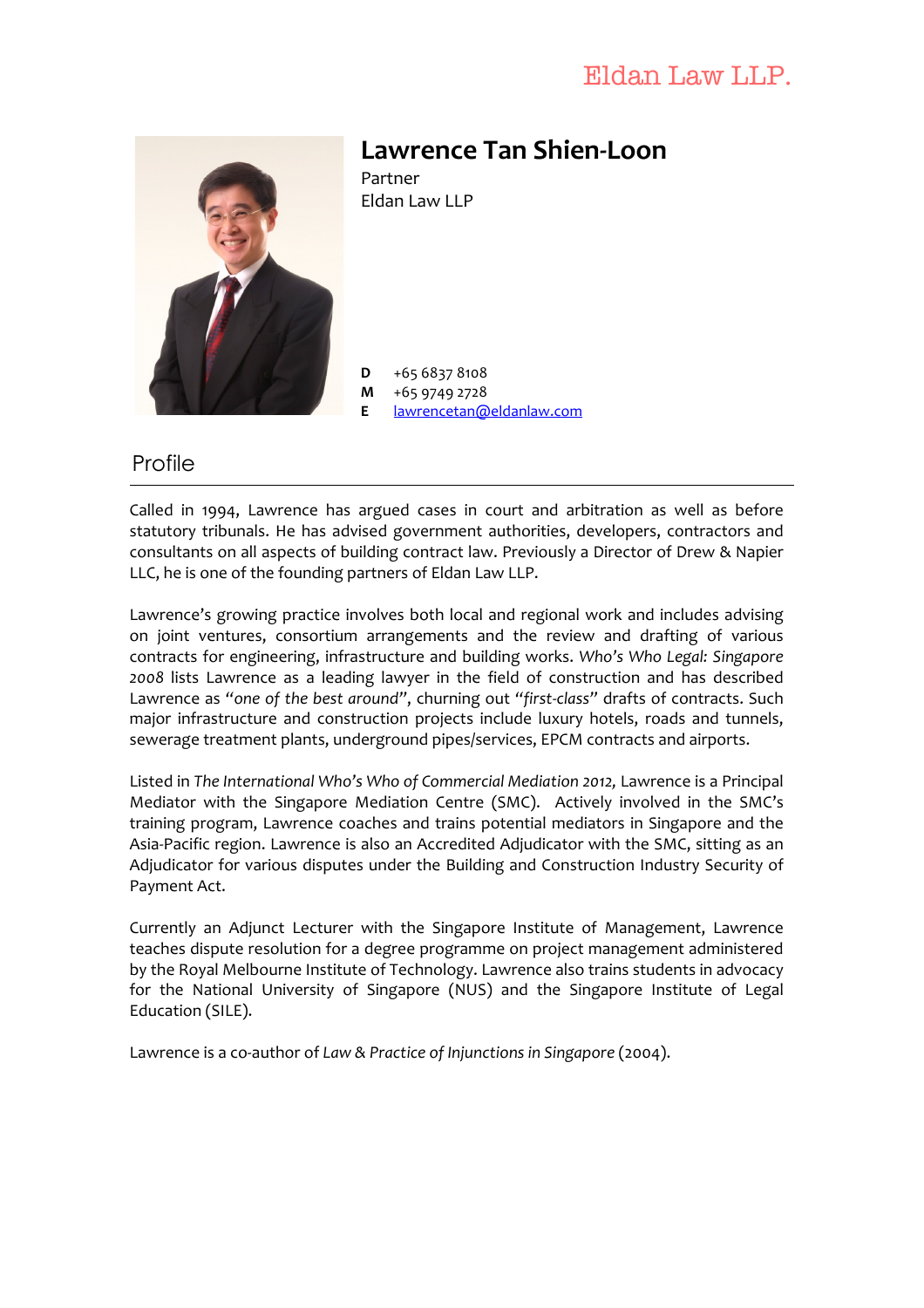Eldan Law LLP.

# Lawrence Tan Shien-Loon

Partner
Eldan Law LLP

**D** +65 6837 8108
**M** +65 9749 2728
**E** lawrencetan@eldanlaw.com

## Profile

Called in 1994, Lawrence has argued cases in court and arbitration as well as before statutory tribunals. He has advised government authorities, developers, contractors and consultants on all aspects of building contract law. Previously a Director of Drew & Napier LLC, he is one of the founding partners of Eldan Law LLP.

Lawrence's growing practice involves both local and regional work and includes advising on joint ventures, consortium arrangements and the review and drafting of various contracts for engineering, infrastructure and building works. *Who's Who Legal: Singapore 2008* lists Lawrence as a leading lawyer in the field of construction and has described Lawrence as "*one of the best around*", churning out "*first-class*" drafts of contracts. Such major infrastructure and construction projects include luxury hotels, roads and tunnels, sewerage treatment plants, underground pipes/services, EPCM contracts and airports.

Listed in *The International Who's Who of Commercial Mediation 2012,* Lawrence is a Principal Mediator with the Singapore Mediation Centre (SMC). Actively involved in the SMC's training program, Lawrence coaches and trains potential mediators in Singapore and the Asia-Pacific region. Lawrence is also an Accredited Adjudicator with the SMC, sitting as an Adjudicator for various disputes under the Building and Construction Industry Security of Payment Act.

Currently an Adjunct Lecturer with the Singapore Institute of Management, Lawrence teaches dispute resolution for a degree programme on project management administered by the Royal Melbourne Institute of Technology. Lawrence also trains students in advocacy for the National University of Singapore (NUS) and the Singapore Institute of Legal Education (SILE).

Lawrence is a co-author of *Law & Practice of Injunctions in Singapore* (2004).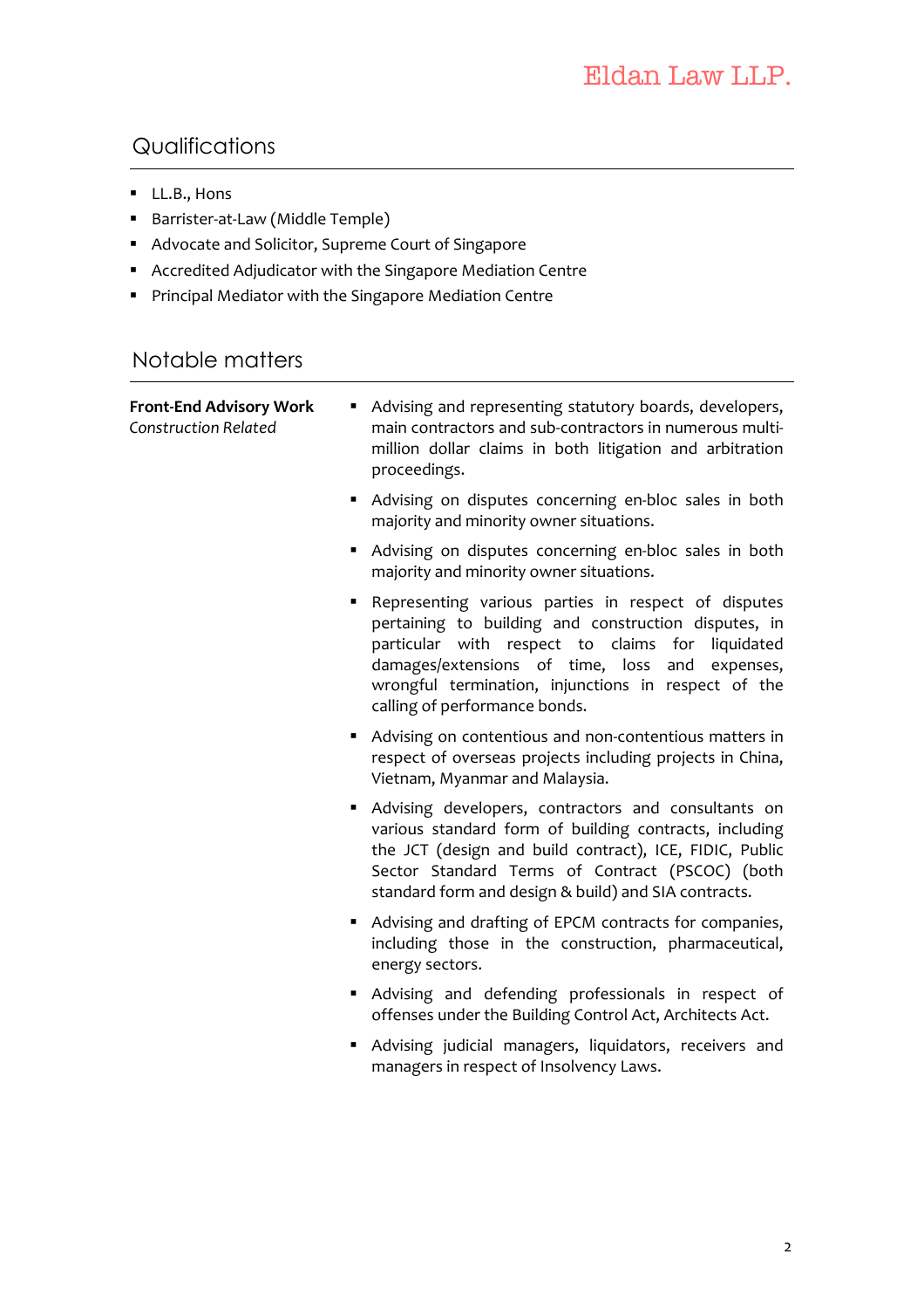## Qualifications

- LL.B., Hons
- Barrister-at-Law (Middle Temple)
- Advocate and Solicitor, Supreme Court of Singapore
- Accredited Adjudicator with the Singapore Mediation Centre
- Principal Mediator with the Singapore Mediation Centre

## Notable matters

**Front-End Advisory Work**
*Construction Related*

- Advising and representing statutory boards, developers, main contractors and sub-contractors in numerous multi-million dollar claims in both litigation and arbitration proceedings.
- Advising on disputes concerning en-bloc sales in both majority and minority owner situations.
- Advising on disputes concerning en-bloc sales in both majority and minority owner situations.
- Representing various parties in respect of disputes pertaining to building and construction disputes, in particular with respect to claims for liquidated damages/extensions of time, loss and expenses, wrongful termination, injunctions in respect of the calling of performance bonds.
- Advising on contentious and non-contentious matters in respect of overseas projects including projects in China, Vietnam, Myanmar and Malaysia.
- Advising developers, contractors and consultants on various standard form of building contracts, including the JCT (design and build contract), ICE, FIDIC, Public Sector Standard Terms of Contract (PSCOC) (both standard form and design & build) and SIA contracts.
- Advising and drafting of EPCM contracts for companies, including those in the construction, pharmaceutical, energy sectors.
- Advising and defending professionals in respect of offenses under the Building Control Act, Architects Act.
- Advising judicial managers, liquidators, receivers and managers in respect of Insolvency Laws.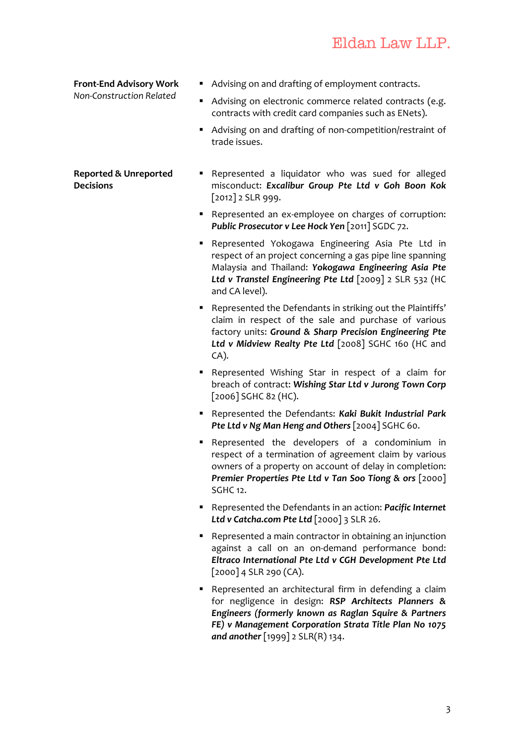**Front-End Advisory Work**
*Non-Construction Related*

- Advising on and drafting of employment contracts.
- Advising on electronic commerce related contracts (e.g. contracts with credit card companies such as ENets).
- Advising on and drafting of non-competition/restraint of trade issues.

**Reported & Unreported Decisions**

- Represented a liquidator who was sued for alleged misconduct: ***Excalibur Group Pte Ltd v Goh Boon Kok*** [2012] 2 SLR 999.
- Represented an ex-employee on charges of corruption: ***Public Prosecutor v Lee Hock Yen*** [2011] SGDC 72.
- Represented Yokogawa Engineering Asia Pte Ltd in respect of an project concerning a gas pipe line spanning Malaysia and Thailand: ***Yokogawa Engineering Asia Pte Ltd v Transtel Engineering Pte Ltd*** [2009] 2 SLR 532 (HC and CA level).
- Represented the Defendants in striking out the Plaintiffs' claim in respect of the sale and purchase of various factory units: ***Ground & Sharp Precision Engineering Pte Ltd v Midview Realty Pte Ltd*** [2008] SGHC 160 (HC and CA).
- Represented Wishing Star in respect of a claim for breach of contract: ***Wishing Star Ltd v Jurong Town Corp*** [2006] SGHC 82 (HC).
- Represented the Defendants: ***Kaki Bukit Industrial Park Pte Ltd v Ng Man Heng and Others*** [2004] SGHC 60.
- Represented the developers of a condominium in respect of a termination of agreement claim by various owners of a property on account of delay in completion: ***Premier Properties Pte Ltd v Tan Soo Tiong & ors*** [2000] SGHC 12.
- Represented the Defendants in an action: ***Pacific Internet Ltd v Catcha.com Pte Ltd*** [2000] 3 SLR 26.
- Represented a main contractor in obtaining an injunction against a call on an on-demand performance bond: ***Eltraco International Pte Ltd v CGH Development Pte Ltd*** [2000] 4 SLR 290 (CA).
- Represented an architectural firm in defending a claim for negligence in design: ***RSP Architects Planners & Engineers (formerly known as Raglan Squire & Partners FE) v Management Corporation Strata Title Plan No 1075 and another*** [1999] 2 SLR(R) 134.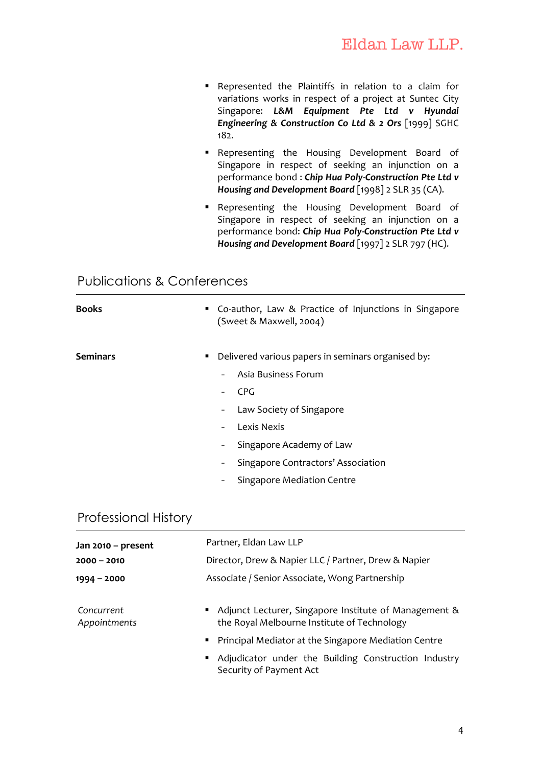- Represented the Plaintiffs in relation to a claim for variations works in respect of a project at Suntec City Singapore: ***L&M Equipment Pte Ltd v Hyundai Engineering & Construction Co Ltd & 2 Ors*** [1999] SGHC 182.
- Representing the Housing Development Board of Singapore in respect of seeking an injunction on a performance bond : ***Chip Hua Poly-Construction Pte Ltd v Housing and Development Board*** [1998] 2 SLR 35 (CA).
- Representing the Housing Development Board of Singapore in respect of seeking an injunction on a performance bond: ***Chip Hua Poly-Construction Pte Ltd v Housing and Development Board*** [1997] 2 SLR 797 (HC).

## Publications & Conferences

**Books**

- Co-author, Law & Practice of Injunctions in Singapore (Sweet & Maxwell, 2004)

**Seminars**

- Delivered various papers in seminars organised by:
  - Asia Business Forum
  - CPG
  - Law Society of Singapore
  - Lexis Nexis
  - Singapore Academy of Law
  - Singapore Contractors' Association
  - Singapore Mediation Centre

## Professional History

| | |
|---|---|
| **Jan 2010 – present** | Partner, Eldan Law LLP |
| **2000 – 2010** | Director, Drew & Napier LLC / Partner, Drew & Napier |
| **1994 – 2000** | Associate / Senior Associate, Wong Partnership |

*Concurrent Appointments*

- Adjunct Lecturer, Singapore Institute of Management & the Royal Melbourne Institute of Technology
- Principal Mediator at the Singapore Mediation Centre
- Adjudicator under the Building Construction Industry Security of Payment Act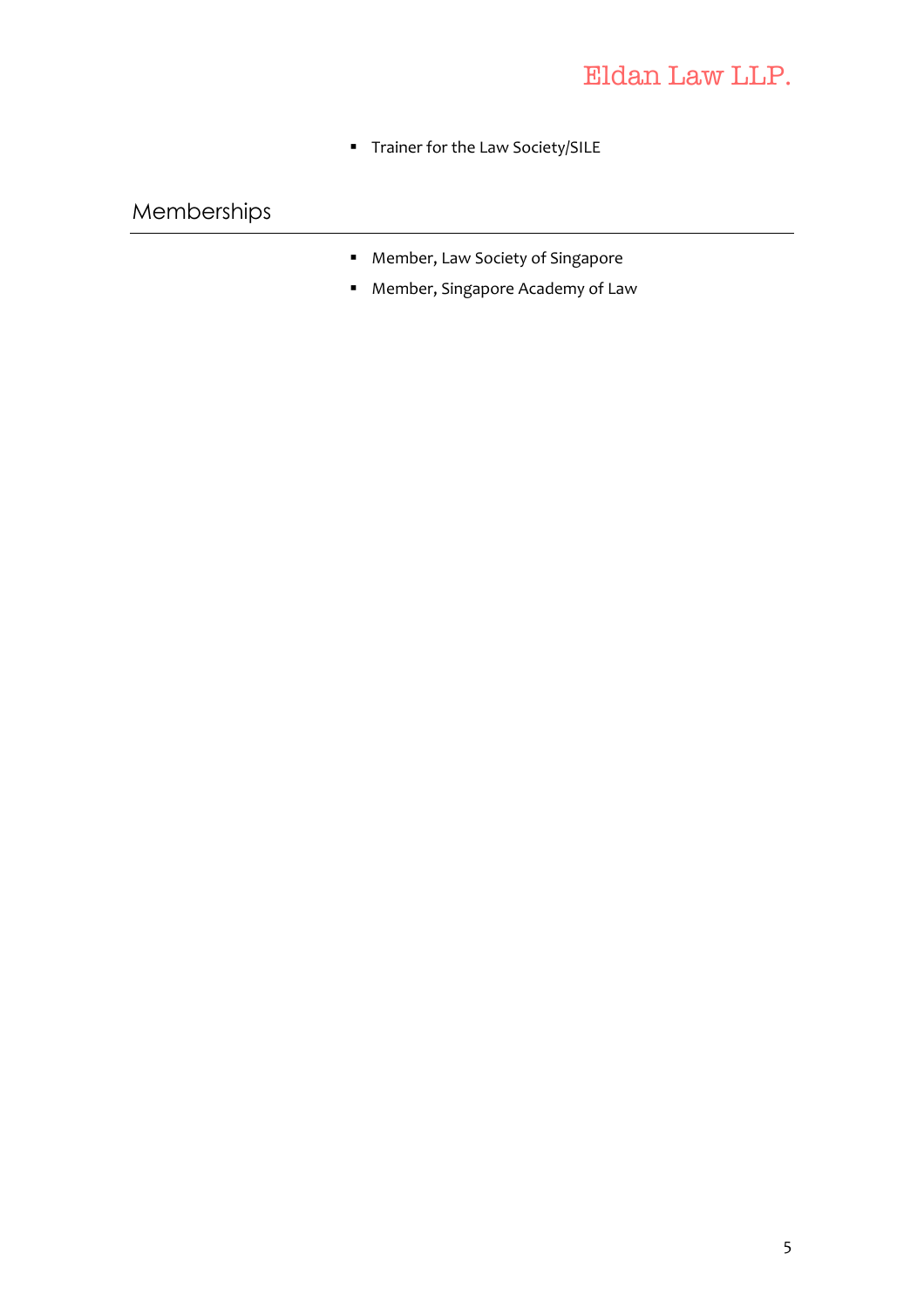- Trainer for the Law Society/SILE

## Memberships

- Member, Law Society of Singapore
- Member, Singapore Academy of Law